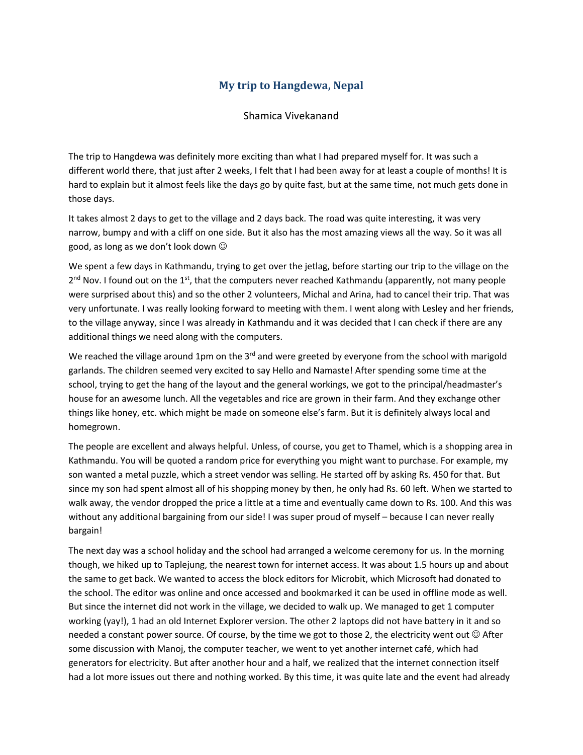# My trip to Hangdewa, Nepal

Shamica Vivekanand

The trip to Hangdewa was definitely more exciting than what I had prepared myself for. It was such a different world there, that just after 2 weeks, I felt that I had been away for at least a couple of months! It is hard to explain but it almost feels like the days go by quite fast, but at the same time, not much gets done in those days.

It takes almost 2 days to get to the village and 2 days back. The road was quite interesting, it was very narrow, bumpy and with a cliff on one side. But it also has the most amazing views all the way. So it was all good, as long as we don't look down ☺

We spent a few days in Kathmandu, trying to get over the jetlag, before starting our trip to the village on the 2nd Nov. I found out on the 1st, that the computers never reached Kathmandu (apparently, not many people were surprised about this) and so the other 2 volunteers, Michal and Arina, had to cancel their trip. That was very unfortunate. I was really looking forward to meeting with them. I went along with Lesley and her friends, to the village anyway, since I was already in Kathmandu and it was decided that I can check if there are any additional things we need along with the computers.

We reached the village around 1pm on the 3rd and were greeted by everyone from the school with marigold garlands. The children seemed very excited to say Hello and Namaste! After spending some time at the school, trying to get the hang of the layout and the general workings, we got to the principal/headmaster's house for an awesome lunch. All the vegetables and rice are grown in their farm. And they exchange other things like honey, etc. which might be made on someone else's farm. But it is definitely always local and homegrown.

The people are excellent and always helpful. Unless, of course, you get to Thamel, which is a shopping area in Kathmandu. You will be quoted a random price for everything you might want to purchase. For example, my son wanted a metal puzzle, which a street vendor was selling. He started off by asking Rs. 450 for that. But since my son had spent almost all of his shopping money by then, he only had Rs. 60 left. When we started to walk away, the vendor dropped the price a little at a time and eventually came down to Rs. 100. And this was without any additional bargaining from our side! I was super proud of myself – because I can never really bargain!

The next day was a school holiday and the school had arranged a welcome ceremony for us. In the morning though, we hiked up to Taplejung, the nearest town for internet access. It was about 1.5 hours up and about the same to get back. We wanted to access the block editors for Microbit, which Microsoft had donated to the school. The editor was online and once accessed and bookmarked it can be used in offline mode as well. But since the internet did not work in the village, we decided to walk up. We managed to get 1 computer working (yay!), 1 had an old Internet Explorer version. The other 2 laptops did not have battery in it and so needed a constant power source. Of course, by the time we got to those 2, the electricity went out ☺ After some discussion with Manoj, the computer teacher, we went to yet another internet café, which had generators for electricity. But after another hour and a half, we realized that the internet connection itself had a lot more issues out there and nothing worked. By this time, it was quite late and the event had already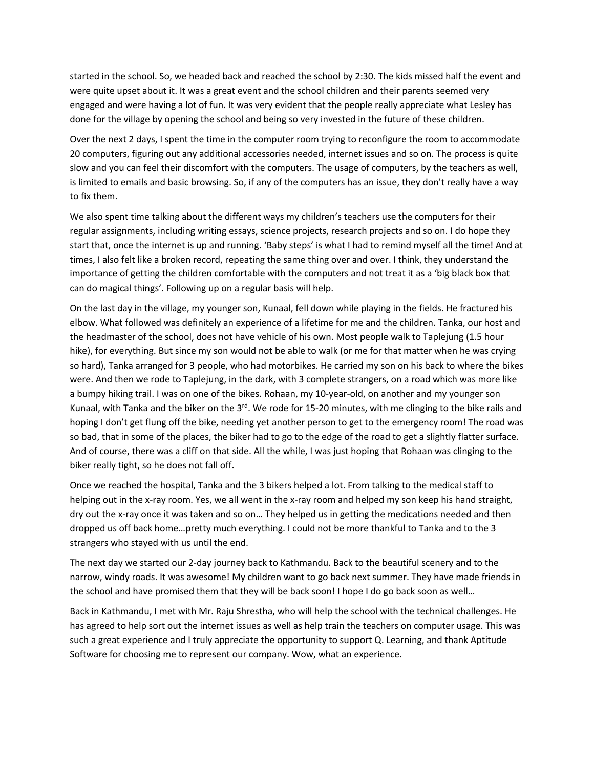started in the school. So, we headed back and reached the school by 2:30. The kids missed half the event and were quite upset about it. It was a great event and the school children and their parents seemed very engaged and were having a lot of fun. It was very evident that the people really appreciate what Lesley has done for the village by opening the school and being so very invested in the future of these children.

Over the next 2 days, I spent the time in the computer room trying to reconfigure the room to accommodate 20 computers, figuring out any additional accessories needed, internet issues and so on. The process is quite slow and you can feel their discomfort with the computers. The usage of computers, by the teachers as well, is limited to emails and basic browsing. So, if any of the computers has an issue, they don't really have a way to fix them.

We also spent time talking about the different ways my children's teachers use the computers for their regular assignments, including writing essays, science projects, research projects and so on. I do hope they start that, once the internet is up and running. 'Baby steps' is what I had to remind myself all the time! And at times, I also felt like a broken record, repeating the same thing over and over. I think, they understand the importance of getting the children comfortable with the computers and not treat it as a 'big black box that can do magical things'. Following up on a regular basis will help.

On the last day in the village, my younger son, Kunaal, fell down while playing in the fields. He fractured his elbow. What followed was definitely an experience of a lifetime for me and the children. Tanka, our host and the headmaster of the school, does not have vehicle of his own. Most people walk to Taplejung (1.5 hour hike), for everything. But since my son would not be able to walk (or me for that matter when he was crying so hard), Tanka arranged for 3 people, who had motorbikes. He carried my son on his back to where the bikes were. And then we rode to Taplejung, in the dark, with 3 complete strangers, on a road which was more like a bumpy hiking trail. I was on one of the bikes. Rohaan, my 10-year-old, on another and my younger son Kunaal, with Tanka and the biker on the 3rd. We rode for 15-20 minutes, with me clinging to the bike rails and hoping I don't get flung off the bike, needing yet another person to get to the emergency room! The road was so bad, that in some of the places, the biker had to go to the edge of the road to get a slightly flatter surface. And of course, there was a cliff on that side. All the while, I was just hoping that Rohaan was clinging to the biker really tight, so he does not fall off.

Once we reached the hospital, Tanka and the 3 bikers helped a lot. From talking to the medical staff to helping out in the x-ray room. Yes, we all went in the x-ray room and helped my son keep his hand straight, dry out the x-ray once it was taken and so on… They helped us in getting the medications needed and then dropped us off back home…pretty much everything. I could not be more thankful to Tanka and to the 3 strangers who stayed with us until the end.

The next day we started our 2-day journey back to Kathmandu. Back to the beautiful scenery and to the narrow, windy roads. It was awesome! My children want to go back next summer. They have made friends in the school and have promised them that they will be back soon! I hope I do go back soon as well…

Back in Kathmandu, I met with Mr. Raju Shrestha, who will help the school with the technical challenges. He has agreed to help sort out the internet issues as well as help train the teachers on computer usage. This was such a great experience and I truly appreciate the opportunity to support Q. Learning, and thank Aptitude Software for choosing me to represent our company. Wow, what an experience.